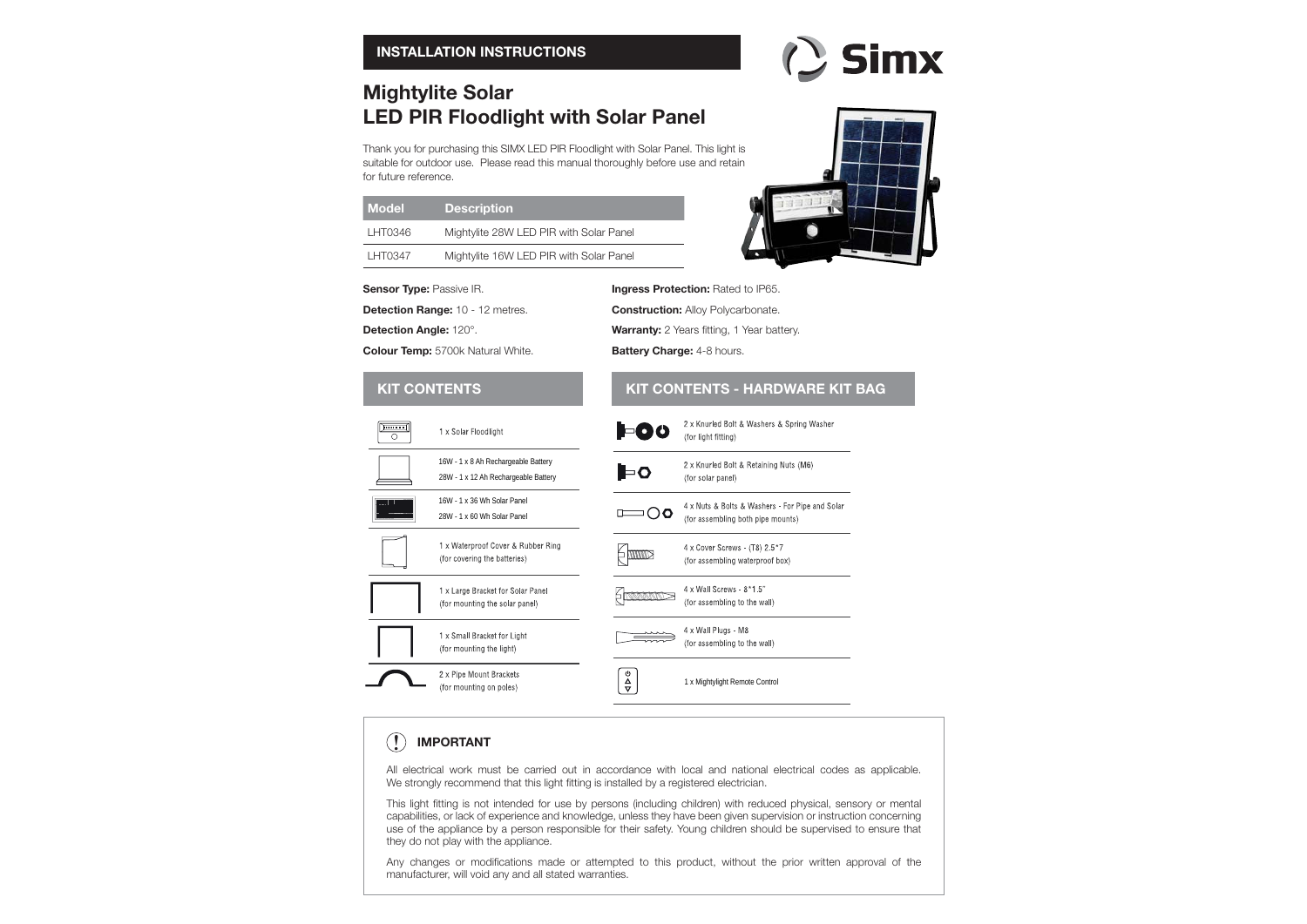**INSTALLATION INSTRUCTIONS**

# Mightylite Solar
# LED PIR Floodlight with Solar Panel

Thank you for purchasing this SIMX LED PIR Floodlight with Solar Panel. This light is suitable for outdoor use. Please read this manual thoroughly before use and retain for future reference.

| Model | Description |
| --- | --- |
| LHT0346 | Mightylite 28W LED PIR with Solar Panel |
| LHT0347 | Mightylite 16W LED PIR with Solar Panel |

**Sensor Type:** Passive IR.

**Detection Range:** 10 - 12 metres.

**Detection Angle:** 120°.

**Colour Temp:** 5700k Natural White.

**Ingress Protection:** Rated to IP65.

**Construction:** Alloy Polycarbonate.

**Warranty:** 2 Years fitting, 1 Year battery.

**Battery Charge:** 4-8 hours.

## KIT CONTENTS

- 1 x Solar Floodlight
- 16W - 1 x 8 Ah Rechargeable Battery
  28W - 1 x 12 Ah Rechargeable Battery
- 16W - 1 x 36 Wh Solar Panel
  28W - 1 x 60 Wh Solar Panel
- 1 x Waterproof Cover & Rubber Ring (for covering the batteries)
- 1 x Large Bracket for Solar Panel (for mounting the solar panel)
- 1 x Small Bracket for Light (for mounting the light)
- 2 x Pipe Mount Brackets (for mounting on poles)

## KIT CONTENTS - HARDWARE KIT BAG

- 2 x Knurled Bolt & Washers & Spring Washer (for light fitting)
- 2 x Knurled Bolt & Retaining Nuts (M6) (for solar panel)
- 4 x Nuts & Bolts & Washers - For Pipe and Solar (for assembling both pipe mounts)
- 4 x Cover Screws - (T8) 2.5*7 (for assembling waterproof box)
- 4 x Wall Screws - 8*1.5" (for assembling to the wall)
- 4 x Wall Plugs - M8 (for assembling to the wall)
- 1 x Mightylight Remote Control

## IMPORTANT

All electrical work must be carried out in accordance with local and national electrical codes as applicable. We strongly recommend that this light fitting is installed by a registered electrician.

This light fitting is not intended for use by persons (including children) with reduced physical, sensory or mental capabilities, or lack of experience and knowledge, unless they have been given supervision or instruction concerning use of the appliance by a person responsible for their safety. Young children should be supervised to ensure that they do not play with the appliance.

Any changes or modifications made or attempted to this product, without the prior written approval of the manufacturer, will void any and all stated warranties.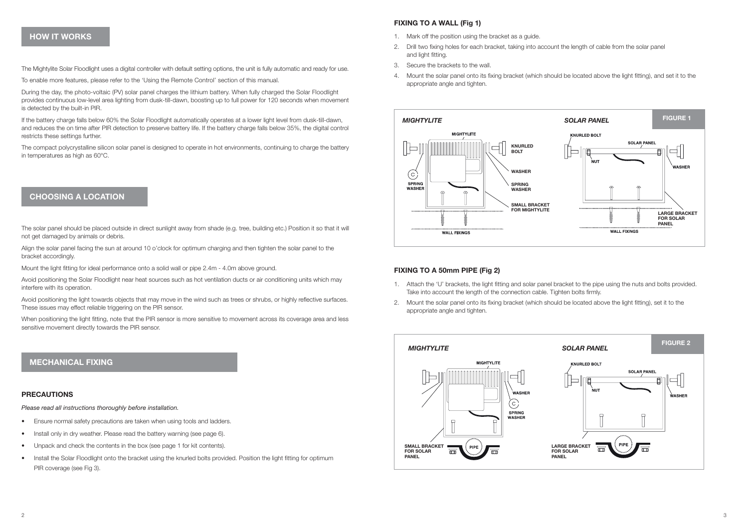## HOW IT WORKS

The Mightylite Solar Floodlight uses a digital controller with default setting options, the unit is fully automatic and ready for use.

To enable more features, please refer to the 'Using the Remote Control' section of this manual.

During the day, the photo-voltaic (PV) solar panel charges the lithium battery. When fully charged the Solar Floodlight provides continuous low-level area lighting from dusk-till-dawn, boosting up to full power for 120 seconds when movement is detected by the built-in PIR.

If the battery charge falls below 60% the Solar Floodlight automatically operates at a lower light level from dusk-till-dawn, and reduces the on time after PIR detection to preserve battery life. If the battery charge falls below 35%, the digital control restricts these settings further.

The compact polycrystalline silicon solar panel is designed to operate in hot environments, continuing to charge the battery in temperatures as high as 60°C.

## CHOOSING A LOCATION

The solar panel should be placed outside in direct sunlight away from shade (e.g. tree, building etc.) Position it so that it will not get damaged by animals or debris.

Align the solar panel facing the sun at around 10 o'clock for optimum charging and then tighten the solar panel to the bracket accordingly.

Mount the light fitting for ideal performance onto a solid wall or pipe 2.4m - 4.0m above ground.

Avoid positioning the Solar Floodlight near heat sources such as hot ventilation ducts or air conditioning units which may interfere with its operation.

Avoid positioning the light towards objects that may move in the wind such as trees or shrubs, or highly reflective surfaces. These issues may effect reliable triggering on the PIR sensor.

When positioning the light fitting, note that the PIR sensor is more sensitive to movement across its coverage area and less sensitive movement directly towards the PIR sensor.

## MECHANICAL FIXING

### PRECAUTIONS

*Please read all instructions thoroughly before installation.*

- Ensure normal safety precautions are taken when using tools and ladders.
- Install only in dry weather. Please read the battery warning (see page 6).
- Unpack and check the contents in the box (see page 1 for kit contents).
- Install the Solar Floodlight onto the bracket using the knurled bolts provided. Position the light fitting for optimum PIR coverage (see Fig 3).

### FIXING TO A WALL (Fig 1)

1. Mark off the position using the bracket as a guide.
2. Drill two fixing holes for each bracket, taking into account the length of cable from the solar panel and light fitting.
3. Secure the brackets to the wall.
4. Mount the solar panel onto its fixing bracket (which should be located above the light fitting), and set it to the appropriate angle and tighten.

**FIGURE 1**

*MIGHTYLITE*: MIGHTYLITE, KNURLED BOLT, WASHER, SPRING WASHER, SMALL BRACKET FOR MIGHTYLITE, WALL FIXINGS

*SOLAR PANEL*: KNURLED BOLT, SOLAR PANEL, NUT, WASHER, LARGE BRACKET FOR SOLAR PANEL, WALL FIXINGS

### FIXING TO A 50mm PIPE (Fig 2)

1. Attach the 'U' brackets, the light fitting and solar panel bracket to the pipe using the nuts and bolts provided. Take into account the length of the connection cable. Tighten bolts firmly.
2. Mount the solar panel onto its fixing bracket (which should be located above the light fitting), set it to the appropriate angle and tighten.

**FIGURE 2**

*MIGHTYLITE*: MIGHTYLITE, WASHER, SPRING WASHER, SMALL BRACKET FOR SOLAR PANEL, PIPE

*SOLAR PANEL*: KNURLED BOLT, SOLAR PANEL, NUT, WASHER, LARGE BRACKET FOR SOLAR PANEL, PIPE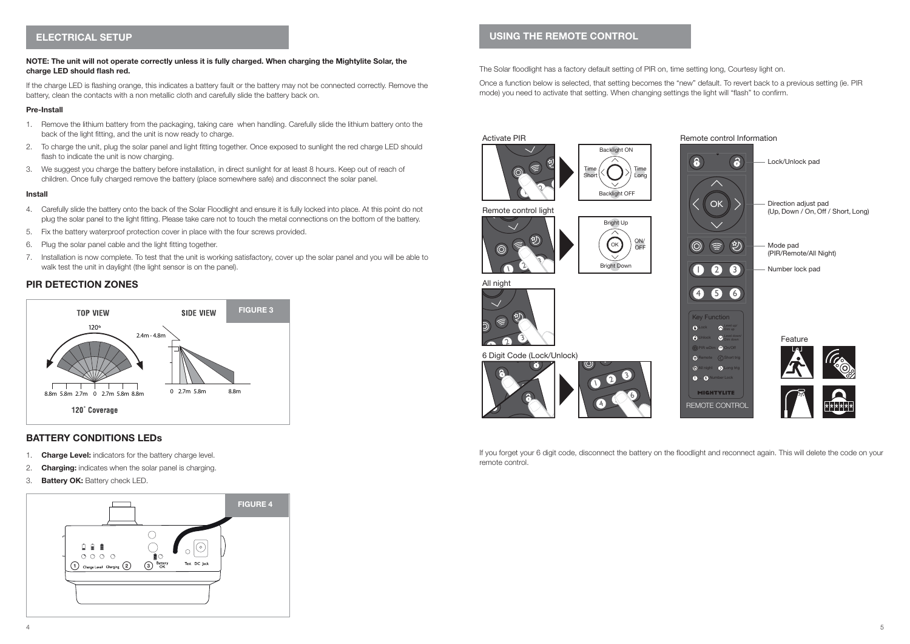## ELECTRICAL SETUP

**NOTE: The unit will not operate correctly unless it is fully charged. When charging the Mightylite Solar, the charge LED should flash red.**

If the charge LED is flashing orange, this indicates a battery fault or the battery may not be connected correctly. Remove the battery, clean the contacts with a non metallic cloth and carefully slide the battery back on.

**Pre-Install**

1. Remove the lithium battery from the packaging, taking care when handling. Carefully slide the lithium battery onto the back of the light fitting, and the unit is now ready to charge.
2. To charge the unit, plug the solar panel and light fitting together. Once exposed to sunlight the red charge LED should flash to indicate the unit is now charging.
3. We suggest you charge the battery before installation, in direct sunlight for at least 8 hours. Keep out of reach of children. Once fully charged remove the battery (place somewhere safe) and disconnect the solar panel.

**Install**

4. Carefully slide the battery onto the back of the Solar Floodlight and ensure it is fully locked into place. At this point do not plug the solar panel to the light fitting. Please take care not to touch the metal connections on the bottom of the battery.
5. Fix the battery waterproof protection cover in place with the four screws provided.
6. Plug the solar panel cable and the light fitting together.
7. Installation is now complete. To test that the unit is working satisfactory, cover up the solar panel and you will be able to walk test the unit in daylight (the light sensor is on the panel).

## PIR DETECTION ZONES

FIGURE 3

TOP VIEW — 120° — 8.8m 5.8m 2.7m 0 2.7m 5.8m 8.8m — 120˚ Coverage

SIDE VIEW — 2.4m - 4.8m — 0 2.7m 5.8m 8.8m

## BATTERY CONDITIONS LEDs

1. **Charge Level:** indicators for the battery charge level.
2. **Charging:** indicates when the solar panel is charging.
3. **Battery OK:** Battery check LED.

FIGURE 4

1 Charge Level Charging 2 — 3 Battery OK — Test DC Jack

## USING THE REMOTE CONTROL

The Solar floodlight has a factory default setting of PIR on, time setting long, Courtesy light on.

Once a function below is selected, that setting becomes the "new" default. To revert back to a previous setting (ie. PIR mode) you need to activate that setting. When changing settings the light will "flash" to confirm.

Activate PIR — Backlight ON, Time Short, Time Long, Backlight OFF

Remote control light — Bright Up, ON/OFF, Bright Down

All night

6 Digit Code (Lock/Unlock)

Remote control Information

- Lock/Unlock pad
- Direction adjust pad (Up, Down / On, Off / Short, Long)
- Mode pad (PIR/Remote/All Night)
- Number lock pad

Key Function: Lock, Unlock, PIR w/Dim, Remote, All night, Number Lock, Level up, Level down, On/Off, Short trig, Long trig

MIGHTYLITE REMOTE CONTROL

Feature

If you forget your 6 digit code, disconnect the battery on the floodlight and reconnect again. This will delete the code on your remote control.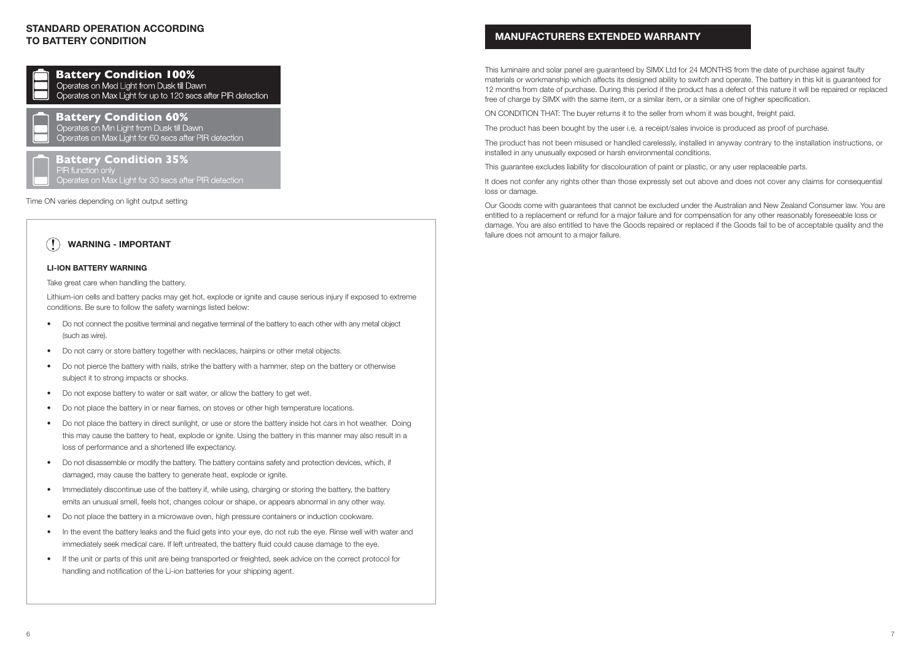## STANDARD OPERATION ACCORDING TO BATTERY CONDITION

### Battery Condition 100%

Operates on Med Light from Dusk till Dawn
Operates on Max Light for up to 120 secs after PIR detection

### Battery Condition 60%

Operates on Min Light from Dusk till Dawn
Operates on Max Light for 60 secs after PIR detection

### Battery Condition 35%

PIR function only
Operates on Max Light for 30 secs after PIR detection

Time ON varies depending on light output setting

### WARNING - IMPORTANT

**LI-ION BATTERY WARNING**

Take great care when handling the battery.

Lithium-ion cells and battery packs may get hot, explode or ignite and cause serious injury if exposed to extreme conditions. Be sure to follow the safety warnings listed below:

- Do not connect the positive terminal and negative terminal of the battery to each other with any metal object (such as wire).
- Do not carry or store battery together with necklaces, hairpins or other metal objects.
- Do not pierce the battery with nails, strike the battery with a hammer, step on the battery or otherwise subject it to strong impacts or shocks.
- Do not expose battery to water or salt water, or allow the battery to get wet.
- Do not place the battery in or near flames, on stoves or other high temperature locations.
- Do not place the battery in direct sunlight, or use or store the battery inside hot cars in hot weather. Doing this may cause the battery to heat, explode or ignite. Using the battery in this manner may also result in a loss of performance and a shortened life expectancy.
- Do not disassemble or modify the battery. The battery contains safety and protection devices, which, if damaged, may cause the battery to generate heat, explode or ignite.
- Immediately discontinue use of the battery if, while using, charging or storing the battery, the battery emits an unusual smell, feels hot, changes colour or shape, or appears abnormal in any other way.
- Do not place the battery in a microwave oven, high pressure containers or induction cookware.
- In the event the battery leaks and the fluid gets into your eye, do not rub the eye. Rinse well with water and immediately seek medical care. If left untreated, the battery fluid could cause damage to the eye.
- If the unit or parts of this unit are being transported or freighted, seek advice on the correct protocol for handling and notification of the Li-ion batteries for your shipping agent.

## MANUFACTURERS EXTENDED WARRANTY

This luminaire and solar panel are guaranteed by SIMX Ltd for 24 MONTHS from the date of purchase against faulty materials or workmanship which affects its designed ability to switch and operate. The battery in this kit is guaranteed for 12 months from date of purchase. During this period if the product has a defect of this nature it will be repaired or replaced free of charge by SIMX with the same item, or a similar item, or a similar one of higher specification.

ON CONDITION THAT: The buyer returns it to the seller from whom it was bought, freight paid.

The product has been bought by the user i.e. a receipt/sales invoice is produced as proof of purchase.

The product has not been misused or handled carelessly, installed in anyway contrary to the installation instructions, or installed in any unusually exposed or harsh environmental conditions.

This guarantee excludes liability for discolouration of paint or plastic, or any user replaceable parts.

It does not confer any rights other than those expressly set out above and does not cover any claims for consequential loss or damage.

Our Goods come with guarantees that cannot be excluded under the Australian and New Zealand Consumer law. You are entitled to a replacement or refund for a major failure and for compensation for any other reasonably foreseeable loss or damage. You are also entitled to have the Goods repaired or replaced if the Goods fail to be of acceptable quality and the failure does not amount to a major failure.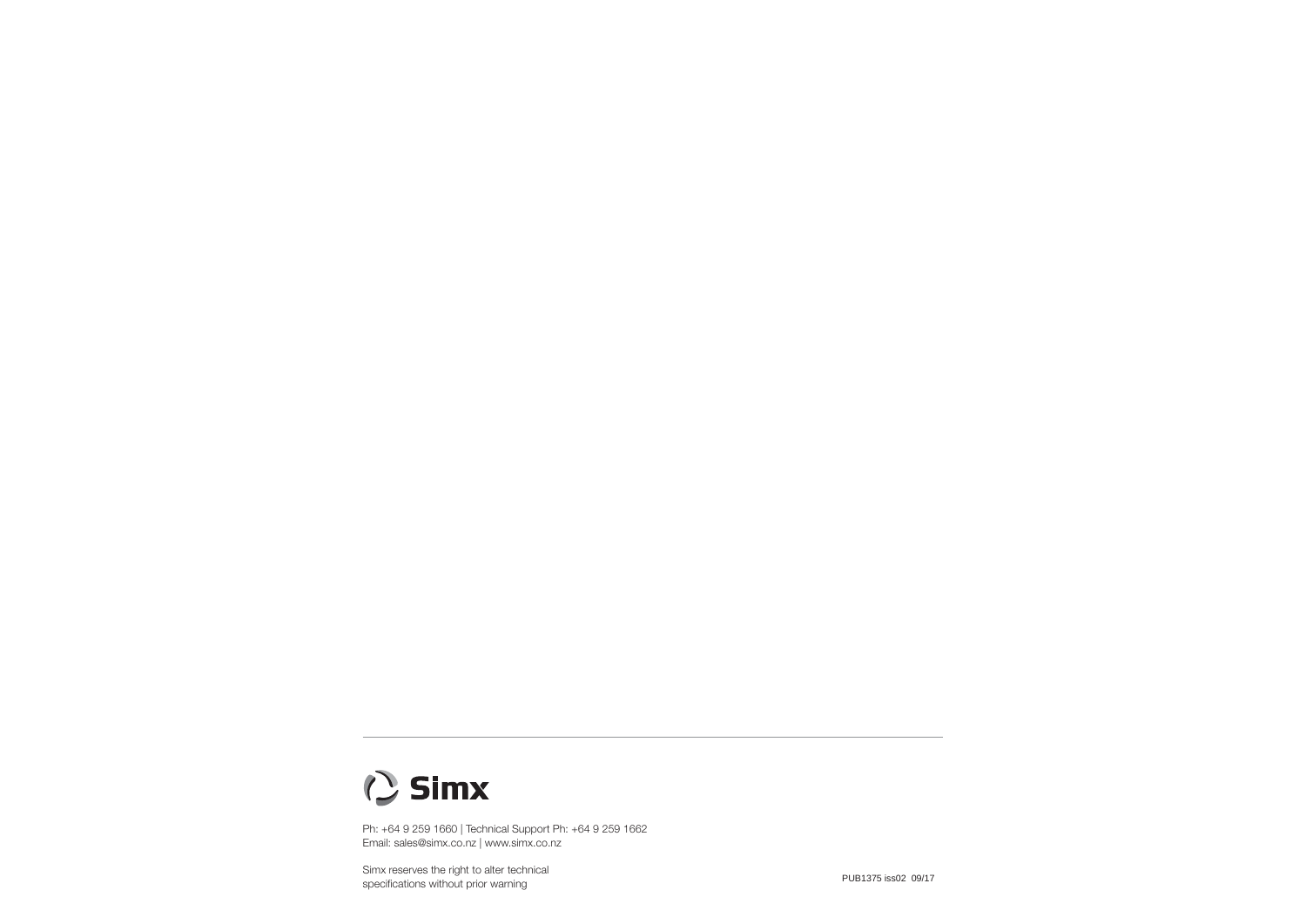---

**Simx**

Ph: +64 9 259 1660 | Technical Support Ph: +64 9 259 1662
Email: sales@simx.co.nz | www.simx.co.nz

Simx reserves the right to alter technical
specifications without prior warning

PUB1375 iss02 09/17